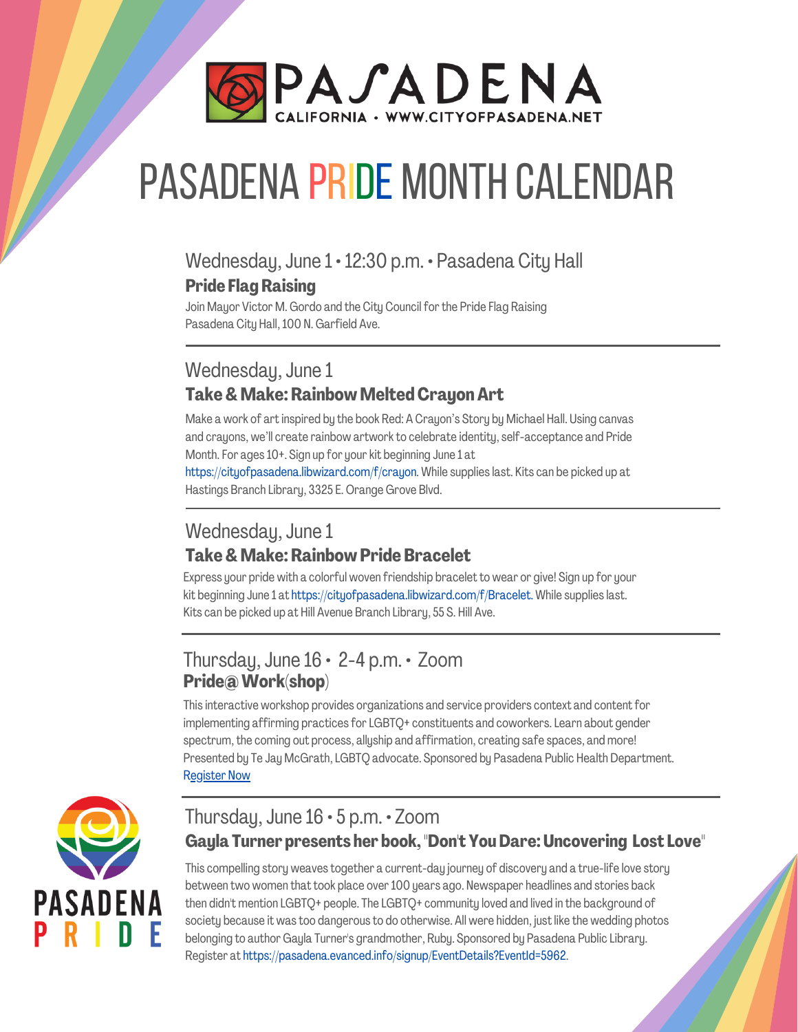PASADENA
CALIFORNIA • WWW.CITYOFPASADENA.NET

# PASADENA PRIDE MONTH CALENDAR

### Wednesday, June 1 • 12:30 p.m. • Pasadena City Hall

**Pride Flag Raising**

Join Mayor Victor M. Gordo and the City Council for the Pride Flag Raising
Pasadena City Hall, 100 N. Garfield Ave.

---

### Wednesday, June 1

**Take & Make: Rainbow Melted Crayon Art**

Make a work of art inspired by the book Red: A Crayon's Story by Michael Hall. Using canvas and crayons, we'll create rainbow artwork to celebrate identity, self-acceptance and Pride Month. For ages 10+. Sign up for your kit beginning June 1 at https://cityofpasadena.libwizard.com/f/crayon. While supplies last. Kits can be picked up at Hastings Branch Library, 3325 E. Orange Grove Blvd.

---

### Wednesday, June 1

**Take & Make: Rainbow Pride Bracelet**

Express your pride with a colorful woven friendship bracelet to wear or give! Sign up for your kit beginning June 1 at https://cityofpasadena.libwizard.com/f/Bracelet. While supplies last. Kits can be picked up at Hill Avenue Branch Library, 55 S. Hill Ave.

---

### Thursday, June 16 • 2-4 p.m. • Zoom

**Pride@Work(shop)**

This interactive workshop provides organizations and service providers context and content for implementing affirming practices for LGBTQ+ constituents and coworkers. Learn about gender spectrum, the coming out process, allyship and affirmation, creating safe spaces, and more! Presented by Te Jay McGrath, LGBTQ advocate. Sponsored by Pasadena Public Health Department.
Register Now

---

### Thursday, June 16 • 5 p.m. • Zoom

**Gayla Turner presents her book, "Don't You Dare: Uncovering Lost Love"**

This compelling story weaves together a current-day journey of discovery and a true-life love story between two women that took place over 100 years ago. Newspaper headlines and stories back then didn't mention LGBTQ+ people. The LGBTQ+ community loved and lived in the background of society because it was too dangerous to do otherwise. All were hidden, just like the wedding photos belonging to author Gayla Turner's grandmother, Ruby. Sponsored by Pasadena Public Library. Register at https://pasadena.evanced.info/signup/EventDetails?EventId=5962.

PASADENA PRIDE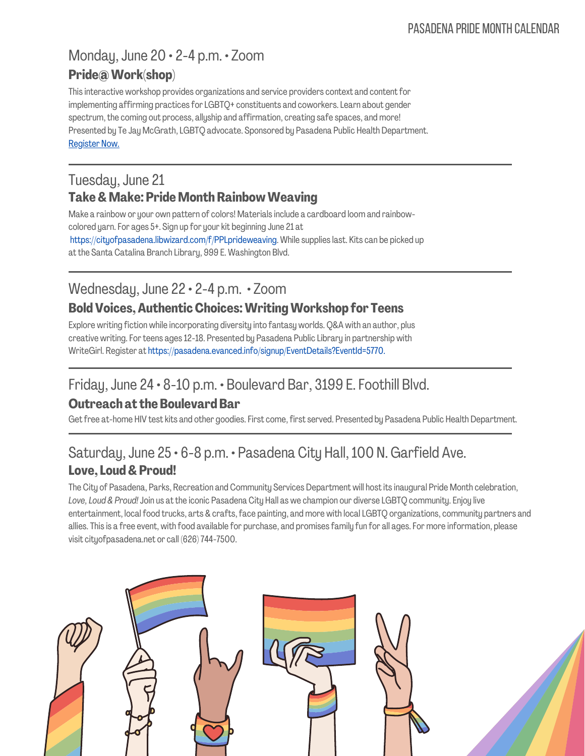## Monday, June 20 • 2-4 p.m. • Zoom

### Pride@Work(shop)

This interactive workshop provides organizations and service providers context and content for implementing affirming practices for LGBTQ+ constituents and coworkers. Learn about gender spectrum, the coming out process, allyship and affirmation, creating safe spaces, and more! Presented by Te Jay McGrath, LGBTQ advocate. Sponsored by Pasadena Public Health Department. Register Now.

---

## Tuesday, June 21

### Take & Make: Pride Month Rainbow Weaving

Make a rainbow or your own pattern of colors! Materials include a cardboard loom and rainbow-colored yarn. For ages 5+. Sign up for your kit beginning June 21 at https://cityofpasadena.libwizard.com/f/PPLprideweaving. While supplies last. Kits can be picked up at the Santa Catalina Branch Library, 999 E. Washington Blvd.

---

## Wednesday, June 22 • 2-4 p.m. • Zoom

### Bold Voices, Authentic Choices: Writing Workshop for Teens

Explore writing fiction while incorporating diversity into fantasy worlds. Q&A with an author, plus creative writing. For teens ages 12-18. Presented by Pasadena Public Library in partnership with WriteGirl. Register at https://pasadena.evanced.info/signup/EventDetails?EventId=5770.

---

## Friday, June 24 • 8-10 p.m. • Boulevard Bar, 3199 E. Foothill Blvd.

### Outreach at the Boulevard Bar

Get free at-home HIV test kits and other goodies. First come, first served. Presented by Pasadena Public Health Department.

---

## Saturday, June 25 • 6-8 p.m. • Pasadena City Hall, 100 N. Garfield Ave.

### Love, Loud & Proud!

The City of Pasadena, Parks, Recreation and Community Services Department will host its inaugural Pride Month celebration, *Love, Loud & Proud!* Join us at the iconic Pasadena City Hall as we champion our diverse LGBTQ community. Enjoy live entertainment, local food trucks, arts & crafts, face painting, and more with local LGBTQ organizations, community partners and allies. This is a free event, with food available for purchase, and promises family fun for all ages. For more information, please visit cityofpasadena.net or call (626) 744-7500.